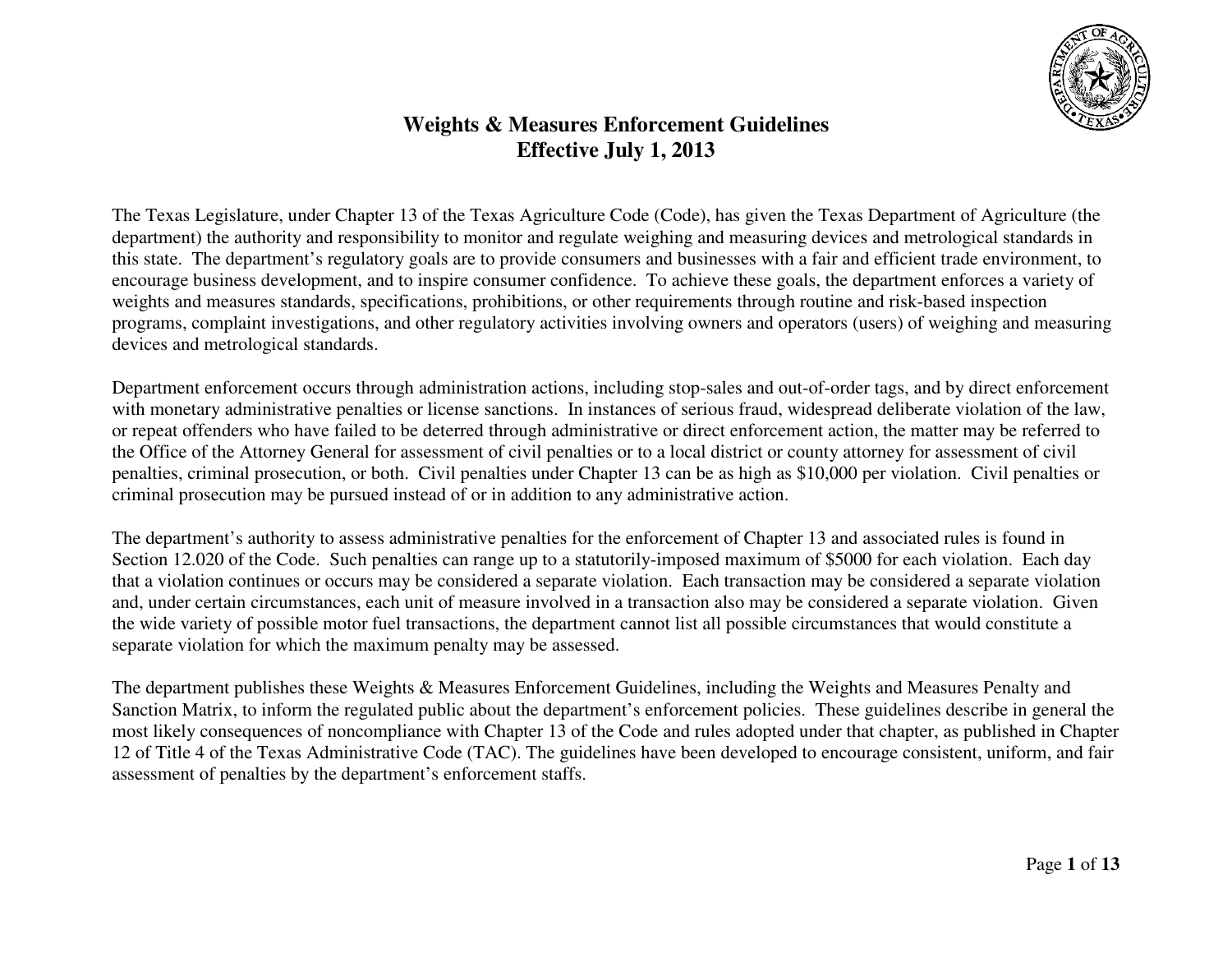# Weights & Measures Enforcement Guidelines
## Effective July 1, 2013

The Texas Legislature, under Chapter 13 of the Texas Agriculture Code (Code), has given the Texas Department of Agriculture (the department) the authority and responsibility to monitor and regulate weighing and measuring devices and metrological standards in this state. The department's regulatory goals are to provide consumers and businesses with a fair and efficient trade environment, to encourage business development, and to inspire consumer confidence. To achieve these goals, the department enforces a variety of weights and measures standards, specifications, prohibitions, or other requirements through routine and risk-based inspection programs, complaint investigations, and other regulatory activities involving owners and operators (users) of weighing and measuring devices and metrological standards.

Department enforcement occurs through administration actions, including stop-sales and out-of-order tags, and by direct enforcement with monetary administrative penalties or license sanctions. In instances of serious fraud, widespread deliberate violation of the law, or repeat offenders who have failed to be deterred through administrative or direct enforcement action, the matter may be referred to the Office of the Attorney General for assessment of civil penalties or to a local district or county attorney for assessment of civil penalties, criminal prosecution, or both. Civil penalties under Chapter 13 can be as high as $10,000 per violation. Civil penalties or criminal prosecution may be pursued instead of or in addition to any administrative action.

The department's authority to assess administrative penalties for the enforcement of Chapter 13 and associated rules is found in Section 12.020 of the Code. Such penalties can range up to a statutorily-imposed maximum of $5000 for each violation. Each day that a violation continues or occurs may be considered a separate violation. Each transaction may be considered a separate violation and, under certain circumstances, each unit of measure involved in a transaction also may be considered a separate violation. Given the wide variety of possible motor fuel transactions, the department cannot list all possible circumstances that would constitute a separate violation for which the maximum penalty may be assessed.

The department publishes these Weights & Measures Enforcement Guidelines, including the Weights and Measures Penalty and Sanction Matrix, to inform the regulated public about the department's enforcement policies. These guidelines describe in general the most likely consequences of noncompliance with Chapter 13 of the Code and rules adopted under that chapter, as published in Chapter 12 of Title 4 of the Texas Administrative Code (TAC). The guidelines have been developed to encourage consistent, uniform, and fair assessment of penalties by the department's enforcement staffs.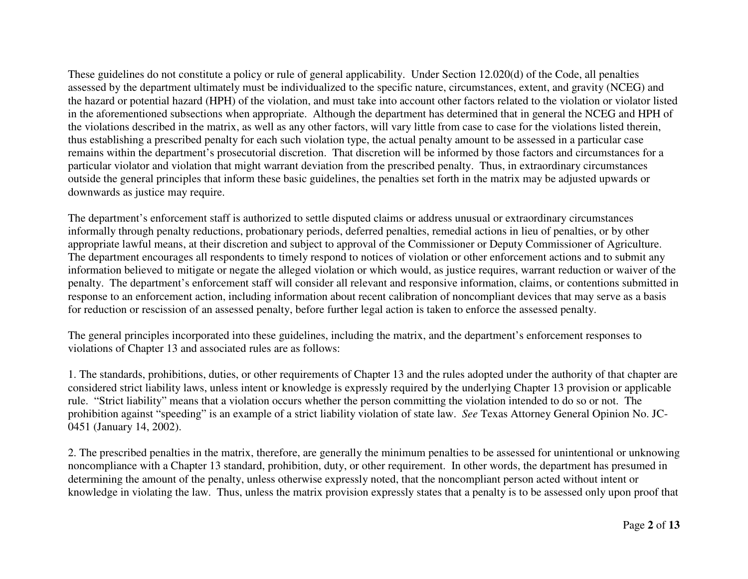These guidelines do not constitute a policy or rule of general applicability. Under Section 12.020(d) of the Code, all penalties assessed by the department ultimately must be individualized to the specific nature, circumstances, extent, and gravity (NCEG) and the hazard or potential hazard (HPH) of the violation, and must take into account other factors related to the violation or violator listed in the aforementioned subsections when appropriate. Although the department has determined that in general the NCEG and HPH of the violations described in the matrix, as well as any other factors, will vary little from case to case for the violations listed therein, thus establishing a prescribed penalty for each such violation type, the actual penalty amount to be assessed in a particular case remains within the department's prosecutorial discretion. That discretion will be informed by those factors and circumstances for a particular violator and violation that might warrant deviation from the prescribed penalty. Thus, in extraordinary circumstances outside the general principles that inform these basic guidelines, the penalties set forth in the matrix may be adjusted upwards or downwards as justice may require.

The department's enforcement staff is authorized to settle disputed claims or address unusual or extraordinary circumstances informally through penalty reductions, probationary periods, deferred penalties, remedial actions in lieu of penalties, or by other appropriate lawful means, at their discretion and subject to approval of the Commissioner or Deputy Commissioner of Agriculture. The department encourages all respondents to timely respond to notices of violation or other enforcement actions and to submit any information believed to mitigate or negate the alleged violation or which would, as justice requires, warrant reduction or waiver of the penalty. The department's enforcement staff will consider all relevant and responsive information, claims, or contentions submitted in response to an enforcement action, including information about recent calibration of noncompliant devices that may serve as a basis for reduction or rescission of an assessed penalty, before further legal action is taken to enforce the assessed penalty.

The general principles incorporated into these guidelines, including the matrix, and the department's enforcement responses to violations of Chapter 13 and associated rules are as follows:

1. The standards, prohibitions, duties, or other requirements of Chapter 13 and the rules adopted under the authority of that chapter are considered strict liability laws, unless intent or knowledge is expressly required by the underlying Chapter 13 provision or applicable rule. "Strict liability" means that a violation occurs whether the person committing the violation intended to do so or not. The prohibition against "speeding" is an example of a strict liability violation of state law. *See* Texas Attorney General Opinion No. JC-0451 (January 14, 2002).

2. The prescribed penalties in the matrix, therefore, are generally the minimum penalties to be assessed for unintentional or unknowing noncompliance with a Chapter 13 standard, prohibition, duty, or other requirement. In other words, the department has presumed in determining the amount of the penalty, unless otherwise expressly noted, that the noncompliant person acted without intent or knowledge in violating the law. Thus, unless the matrix provision expressly states that a penalty is to be assessed only upon proof that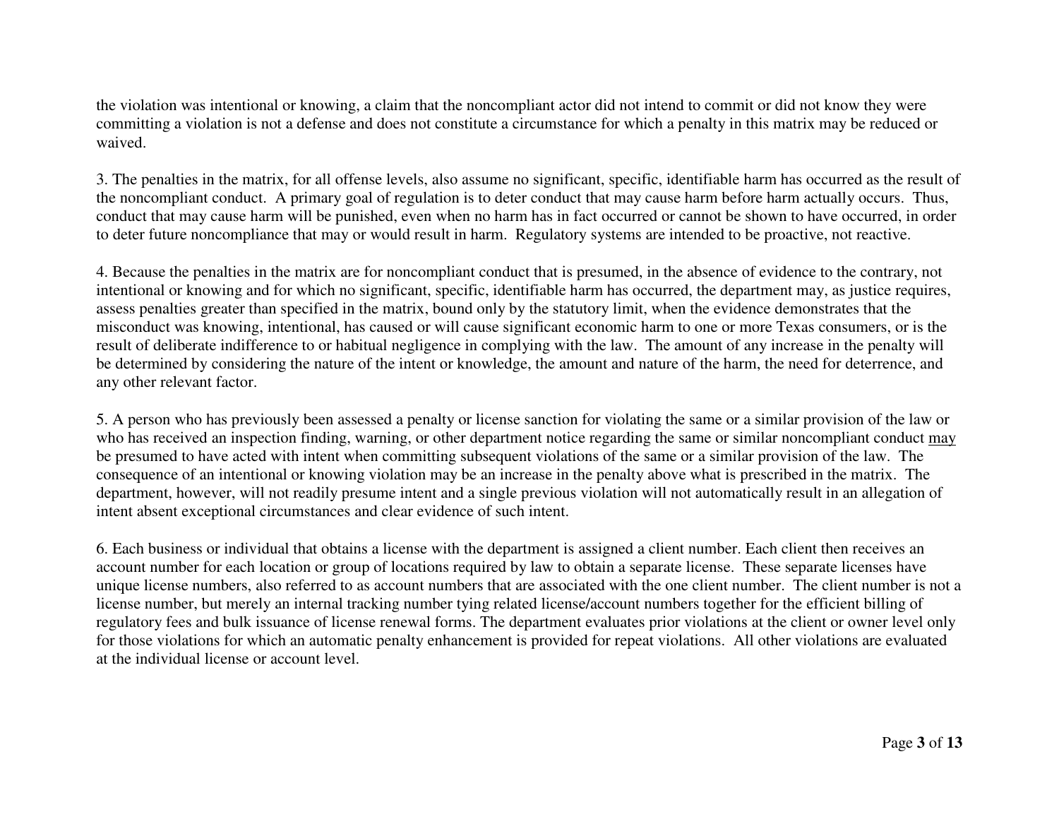the violation was intentional or knowing, a claim that the noncompliant actor did not intend to commit or did not know they were committing a violation is not a defense and does not constitute a circumstance for which a penalty in this matrix may be reduced or waived.

3. The penalties in the matrix, for all offense levels, also assume no significant, specific, identifiable harm has occurred as the result of the noncompliant conduct. A primary goal of regulation is to deter conduct that may cause harm before harm actually occurs. Thus, conduct that may cause harm will be punished, even when no harm has in fact occurred or cannot be shown to have occurred, in order to deter future noncompliance that may or would result in harm. Regulatory systems are intended to be proactive, not reactive.

4. Because the penalties in the matrix are for noncompliant conduct that is presumed, in the absence of evidence to the contrary, not intentional or knowing and for which no significant, specific, identifiable harm has occurred, the department may, as justice requires, assess penalties greater than specified in the matrix, bound only by the statutory limit, when the evidence demonstrates that the misconduct was knowing, intentional, has caused or will cause significant economic harm to one or more Texas consumers, or is the result of deliberate indifference to or habitual negligence in complying with the law. The amount of any increase in the penalty will be determined by considering the nature of the intent or knowledge, the amount and nature of the harm, the need for deterrence, and any other relevant factor.

5. A person who has previously been assessed a penalty or license sanction for violating the same or a similar provision of the law or who has received an inspection finding, warning, or other department notice regarding the same or similar noncompliant conduct <u>may</u> be presumed to have acted with intent when committing subsequent violations of the same or a similar provision of the law. The consequence of an intentional or knowing violation may be an increase in the penalty above what is prescribed in the matrix. The department, however, will not readily presume intent and a single previous violation will not automatically result in an allegation of intent absent exceptional circumstances and clear evidence of such intent.

6. Each business or individual that obtains a license with the department is assigned a client number. Each client then receives an account number for each location or group of locations required by law to obtain a separate license. These separate licenses have unique license numbers, also referred to as account numbers that are associated with the one client number. The client number is not a license number, but merely an internal tracking number tying related license/account numbers together for the efficient billing of regulatory fees and bulk issuance of license renewal forms. The department evaluates prior violations at the client or owner level only for those violations for which an automatic penalty enhancement is provided for repeat violations. All other violations are evaluated at the individual license or account level.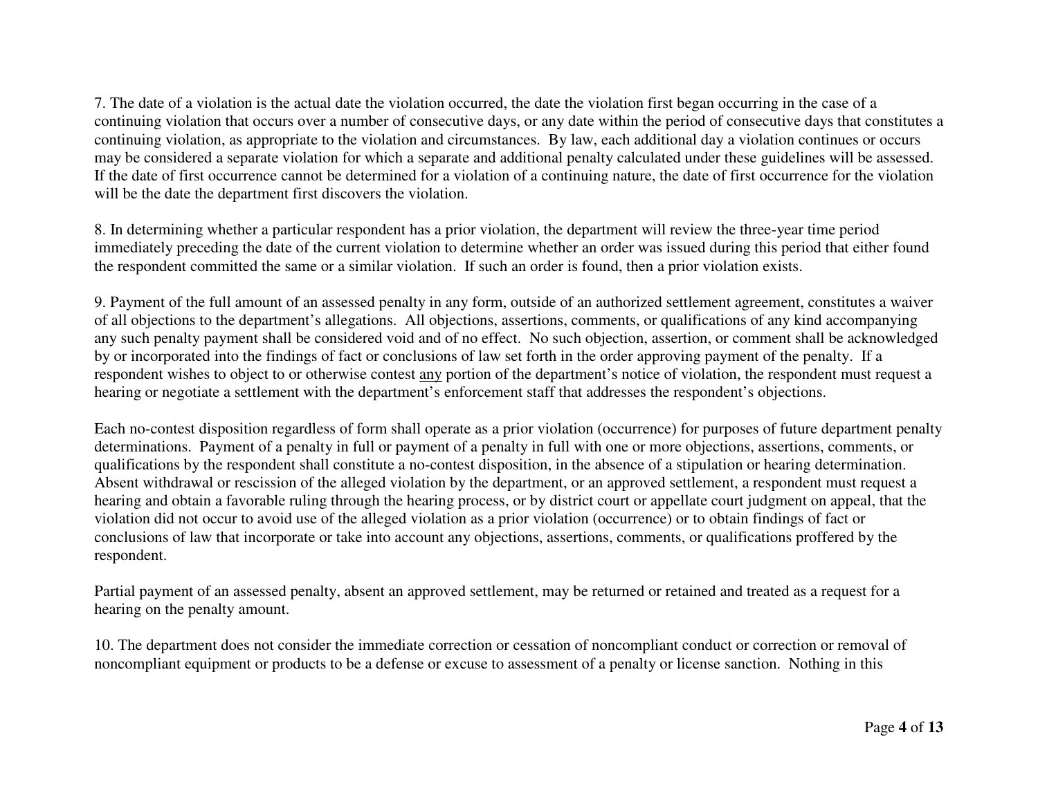7. The date of a violation is the actual date the violation occurred, the date the violation first began occurring in the case of a continuing violation that occurs over a number of consecutive days, or any date within the period of consecutive days that constitutes a continuing violation, as appropriate to the violation and circumstances. By law, each additional day a violation continues or occurs may be considered a separate violation for which a separate and additional penalty calculated under these guidelines will be assessed. If the date of first occurrence cannot be determined for a violation of a continuing nature, the date of first occurrence for the violation will be the date the department first discovers the violation.

8. In determining whether a particular respondent has a prior violation, the department will review the three-year time period immediately preceding the date of the current violation to determine whether an order was issued during this period that either found the respondent committed the same or a similar violation. If such an order is found, then a prior violation exists.

9. Payment of the full amount of an assessed penalty in any form, outside of an authorized settlement agreement, constitutes a waiver of all objections to the department's allegations. All objections, assertions, comments, or qualifications of any kind accompanying any such penalty payment shall be considered void and of no effect. No such objection, assertion, or comment shall be acknowledged by or incorporated into the findings of fact or conclusions of law set forth in the order approving payment of the penalty. If a respondent wishes to object to or otherwise contest <u>any</u> portion of the department's notice of violation, the respondent must request a hearing or negotiate a settlement with the department's enforcement staff that addresses the respondent's objections.

Each no-contest disposition regardless of form shall operate as a prior violation (occurrence) for purposes of future department penalty determinations. Payment of a penalty in full or payment of a penalty in full with one or more objections, assertions, comments, or qualifications by the respondent shall constitute a no-contest disposition, in the absence of a stipulation or hearing determination. Absent withdrawal or rescission of the alleged violation by the department, or an approved settlement, a respondent must request a hearing and obtain a favorable ruling through the hearing process, or by district court or appellate court judgment on appeal, that the violation did not occur to avoid use of the alleged violation as a prior violation (occurrence) or to obtain findings of fact or conclusions of law that incorporate or take into account any objections, assertions, comments, or qualifications proffered by the respondent.

Partial payment of an assessed penalty, absent an approved settlement, may be returned or retained and treated as a request for a hearing on the penalty amount.

10. The department does not consider the immediate correction or cessation of noncompliant conduct or correction or removal of noncompliant equipment or products to be a defense or excuse to assessment of a penalty or license sanction. Nothing in this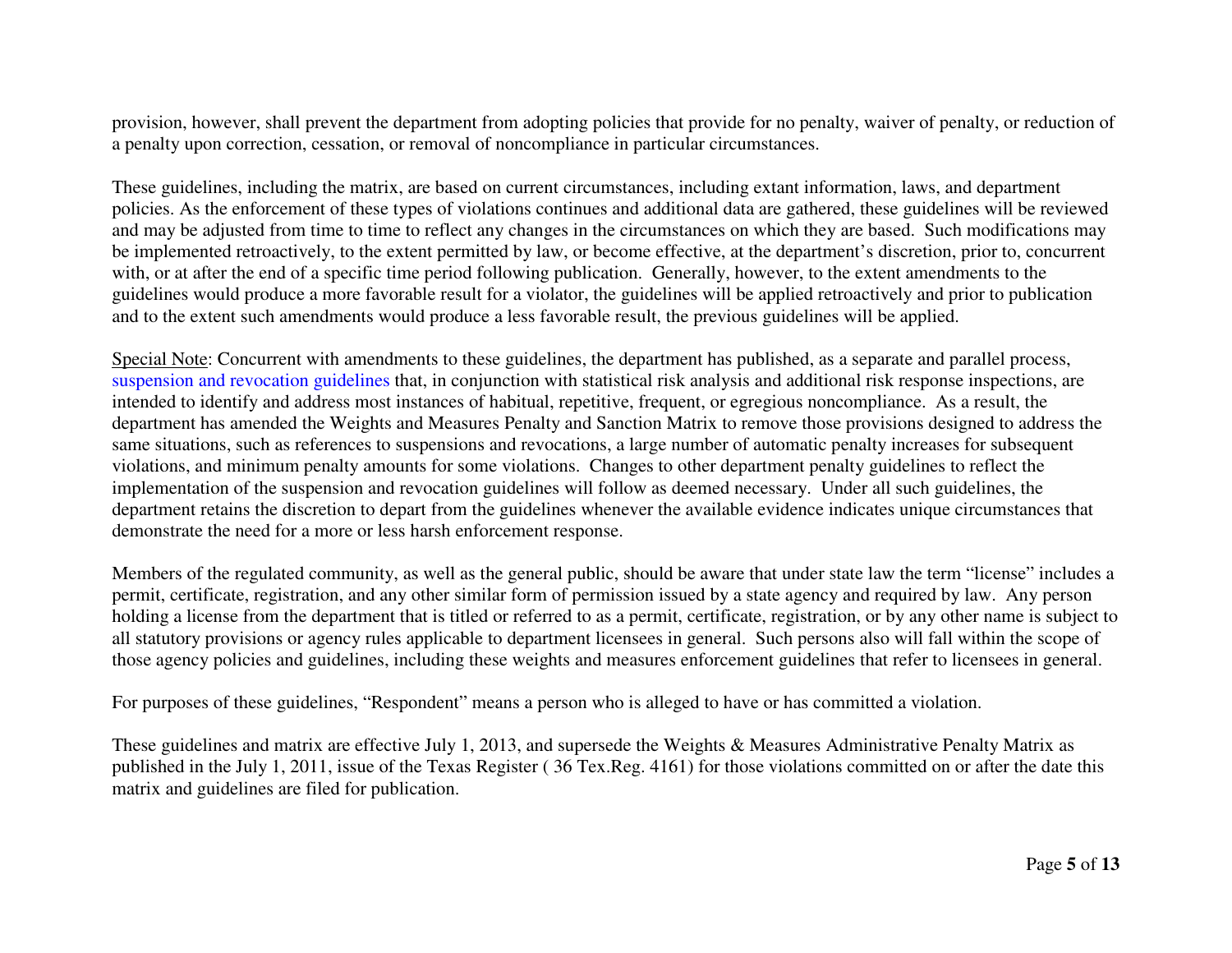provision, however, shall prevent the department from adopting policies that provide for no penalty, waiver of penalty, or reduction of a penalty upon correction, cessation, or removal of noncompliance in particular circumstances.

These guidelines, including the matrix, are based on current circumstances, including extant information, laws, and department policies. As the enforcement of these types of violations continues and additional data are gathered, these guidelines will be reviewed and may be adjusted from time to time to reflect any changes in the circumstances on which they are based. Such modifications may be implemented retroactively, to the extent permitted by law, or become effective, at the department's discretion, prior to, concurrent with, or at after the end of a specific time period following publication. Generally, however, to the extent amendments to the guidelines would produce a more favorable result for a violator, the guidelines will be applied retroactively and prior to publication and to the extent such amendments would produce a less favorable result, the previous guidelines will be applied.

Special Note: Concurrent with amendments to these guidelines, the department has published, as a separate and parallel process, suspension and revocation guidelines that, in conjunction with statistical risk analysis and additional risk response inspections, are intended to identify and address most instances of habitual, repetitive, frequent, or egregious noncompliance. As a result, the department has amended the Weights and Measures Penalty and Sanction Matrix to remove those provisions designed to address the same situations, such as references to suspensions and revocations, a large number of automatic penalty increases for subsequent violations, and minimum penalty amounts for some violations. Changes to other department penalty guidelines to reflect the implementation of the suspension and revocation guidelines will follow as deemed necessary. Under all such guidelines, the department retains the discretion to depart from the guidelines whenever the available evidence indicates unique circumstances that demonstrate the need for a more or less harsh enforcement response.

Members of the regulated community, as well as the general public, should be aware that under state law the term "license" includes a permit, certificate, registration, and any other similar form of permission issued by a state agency and required by law. Any person holding a license from the department that is titled or referred to as a permit, certificate, registration, or by any other name is subject to all statutory provisions or agency rules applicable to department licensees in general. Such persons also will fall within the scope of those agency policies and guidelines, including these weights and measures enforcement guidelines that refer to licensees in general.

For purposes of these guidelines, "Respondent" means a person who is alleged to have or has committed a violation.

These guidelines and matrix are effective July 1, 2013, and supersede the Weights & Measures Administrative Penalty Matrix as published in the July 1, 2011, issue of the Texas Register ( 36 Tex.Reg. 4161) for those violations committed on or after the date this matrix and guidelines are filed for publication.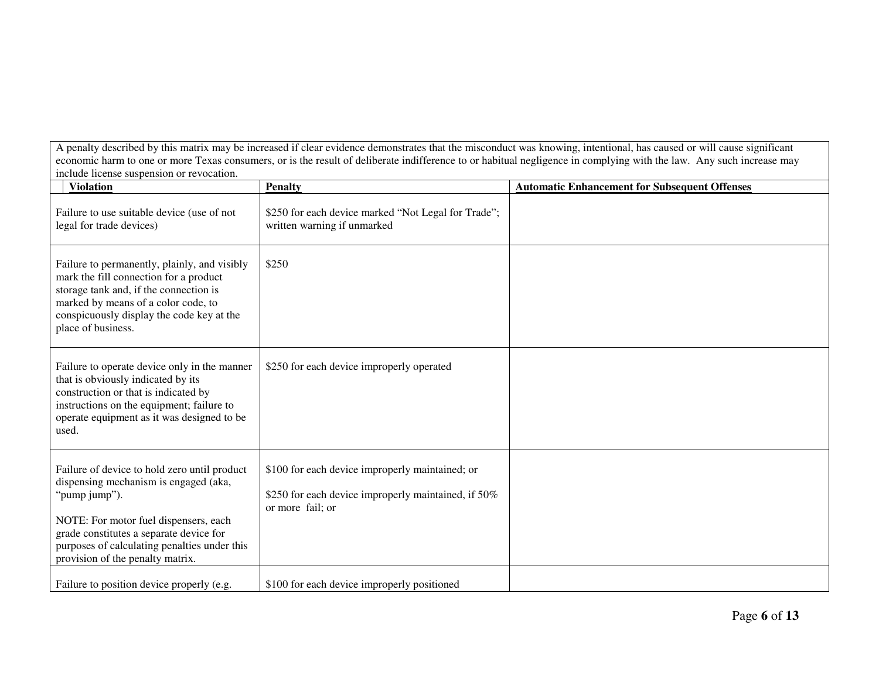A penalty described by this matrix may be increased if clear evidence demonstrates that the misconduct was knowing, intentional, has caused or will cause significant economic harm to one or more Texas consumers, or is the result of deliberate indifference to or habitual negligence in complying with the law. Any such increase may include license suspension or revocation.

| Violation | Penalty | Automatic Enhancement for Subsequent Offenses |
|---|---|---|
| Failure to use suitable device (use of not legal for trade devices) | $250 for each device marked "Not Legal for Trade"; written warning if unmarked | |
| Failure to permanently, plainly, and visibly mark the fill connection for a product storage tank and, if the connection is marked by means of a color code, to conspicuously display the code key at the place of business. | $250 | |
| Failure to operate device only in the manner that is obviously indicated by its construction or that is indicated by instructions on the equipment; failure to operate equipment as it was designed to be used. | $250 for each device improperly operated | |
| Failure of device to hold zero until product dispensing mechanism is engaged (aka, "pump jump").<br><br>NOTE: For motor fuel dispensers, each grade constitutes a separate device for purposes of calculating penalties under this provision of the penalty matrix. | $100 for each device improperly maintained; or<br><br>$250 for each device improperly maintained, if 50% or more fail; or | |
| Failure to position device properly (e.g. | $100 for each device improperly positioned | |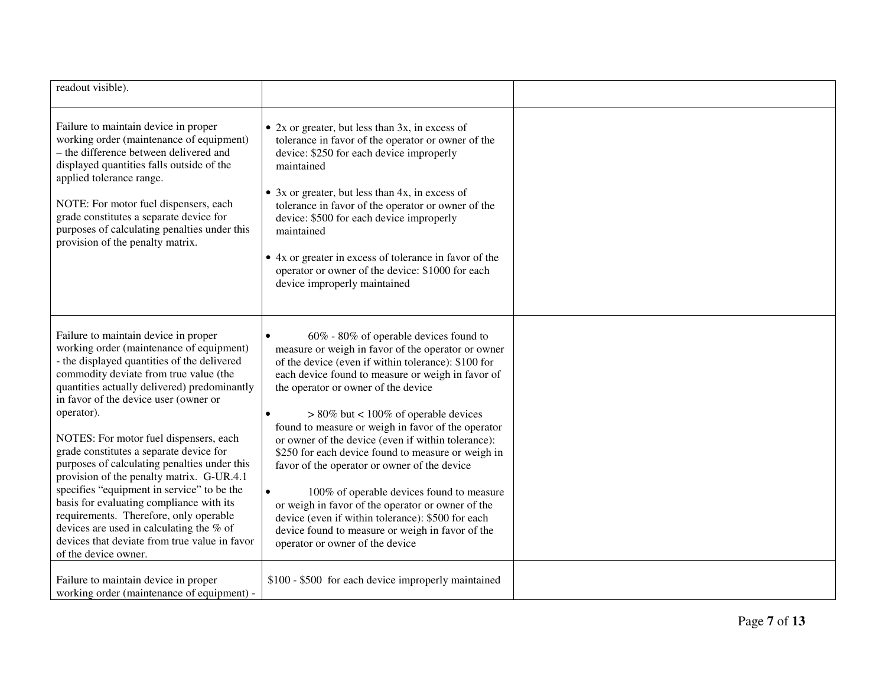| | | |
|---|---|---|
| readout visible). | | |
| Failure to maintain device in proper working order (maintenance of equipment) – the difference between delivered and displayed quantities falls outside of the applied tolerance range.<br><br>NOTE: For motor fuel dispensers, each grade constitutes a separate device for purposes of calculating penalties under this provision of the penalty matrix. | • 2x or greater, but less than 3x, in excess of tolerance in favor of the operator or owner of the device: $250 for each device improperly maintained<br><br>• 3x or greater, but less than 4x, in excess of tolerance in favor of the operator or owner of the device: $500 for each device improperly maintained<br><br>• 4x or greater in excess of tolerance in favor of the operator or owner of the device: $1000 for each device improperly maintained | |
| Failure to maintain device in proper working order (maintenance of equipment) - the displayed quantities of the delivered commodity deviate from true value (the quantities actually delivered) predominantly in favor of the device user (owner or operator).<br><br>NOTES: For motor fuel dispensers, each grade constitutes a separate device for purposes of calculating penalties under this provision of the penalty matrix. G-UR.4.1 specifies "equipment in service" to be the basis for evaluating compliance with its requirements. Therefore, only operable devices are used in calculating the % of devices that deviate from true value in favor of the device owner. | • 60% - 80% of operable devices found to measure or weigh in favor of the operator or owner of the device (even if within tolerance): $100 for each device found to measure or weigh in favor of the operator or owner of the device<br><br>• > 80% but < 100% of operable devices found to measure or weigh in favor of the operator or owner of the device (even if within tolerance): $250 for each device found to measure or weigh in favor of the operator or owner of the device<br><br>• 100% of operable devices found to measure or weigh in favor of the operator or owner of the device (even if within tolerance): $500 for each device found to measure or weigh in favor of the operator or owner of the device | |
| Failure to maintain device in proper working order (maintenance of equipment) - | $100 - $500 for each device improperly maintained | |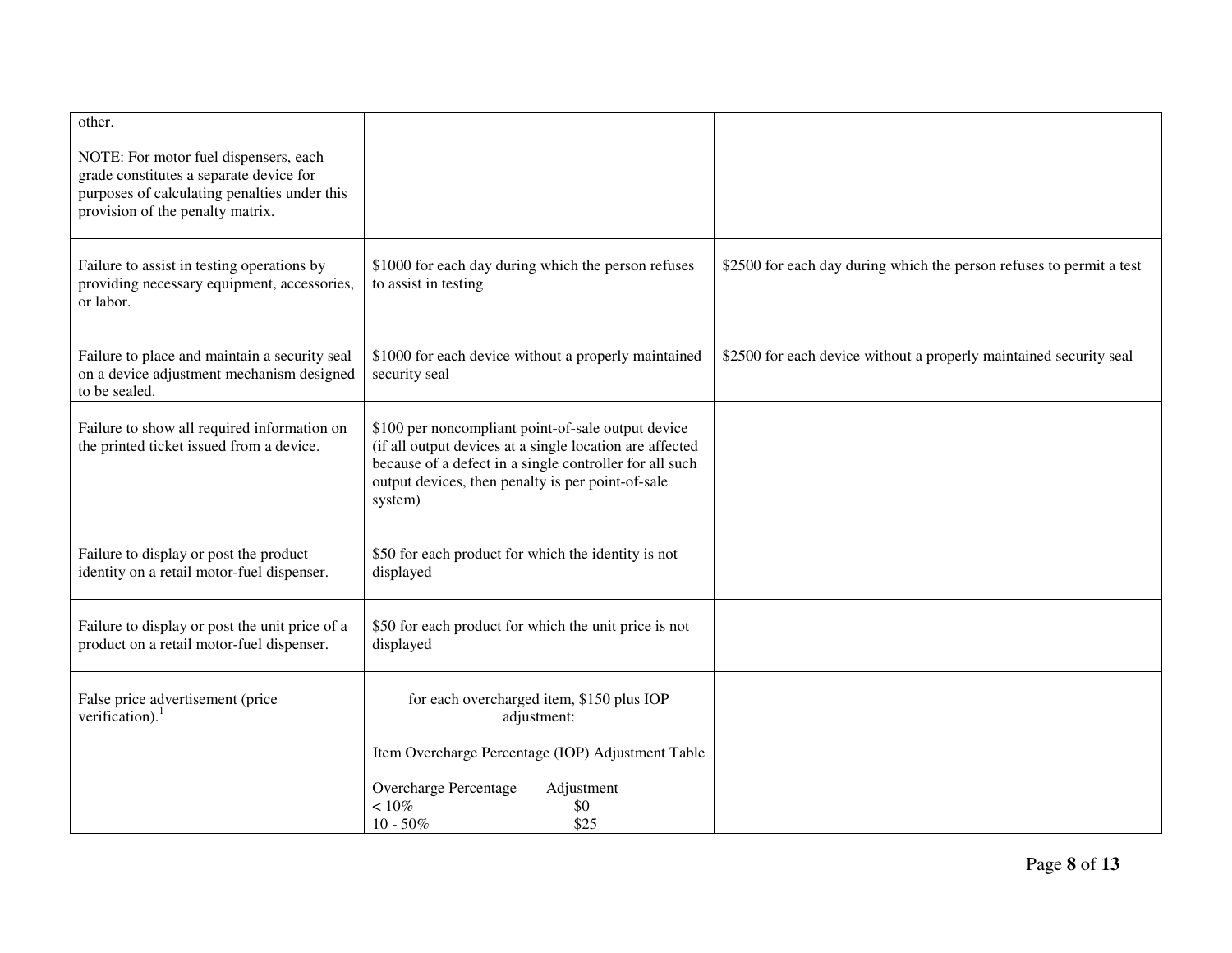| | | |
|---|---|---|
| other.<br><br>NOTE: For motor fuel dispensers, each grade constitutes a separate device for purposes of calculating penalties under this provision of the penalty matrix. | | |
| Failure to assist in testing operations by providing necessary equipment, accessories, or labor. | \$1000 for each day during which the person refuses to assist in testing | \$2500 for each day during which the person refuses to permit a test |
| Failure to place and maintain a security seal on a device adjustment mechanism designed to be sealed. | \$1000 for each device without a properly maintained security seal | \$2500 for each device without a properly maintained security seal |
| Failure to show all required information on the printed ticket issued from a device. | \$100 per noncompliant point-of-sale output device (if all output devices at a single location are affected because of a defect in a single controller for all such output devices, then penalty is per point-of-sale system) | |
| Failure to display or post the product identity on a retail motor-fuel dispenser. | \$50 for each product for which the identity is not displayed | |
| Failure to display or post the unit price of a product on a retail motor-fuel dispenser. | \$50 for each product for which the unit price is not displayed | |
| False price advertisement (price verification).[1] | for each overcharged item, \$150 plus IOP adjustment:<br><br>Item Overcharge Percentage (IOP) Adjustment Table<br><br>Overcharge Percentage — Adjustment<br>< 10% — \$0<br>10 - 50% — \$25 | |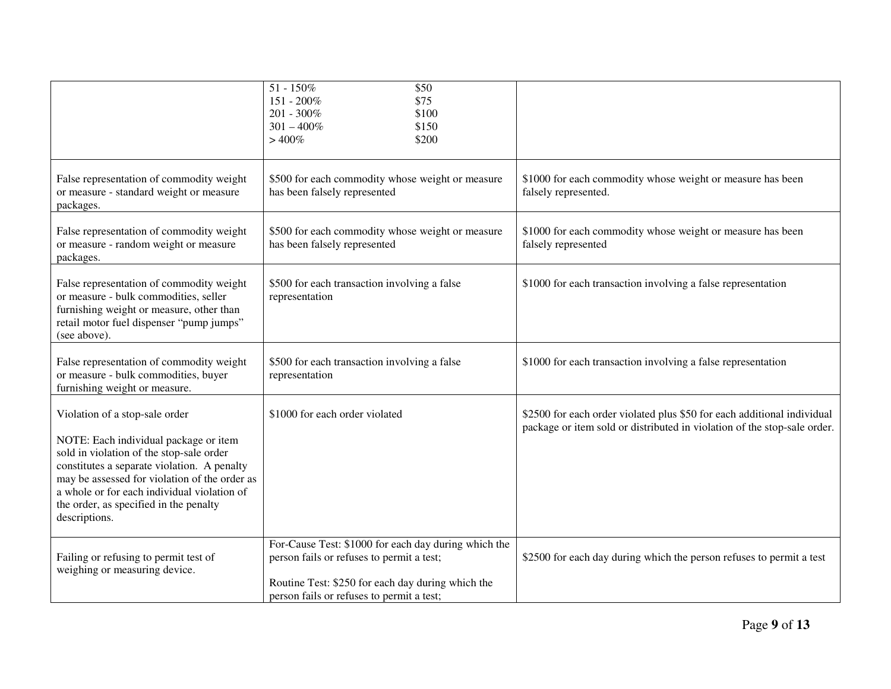| | | |
|---|---|---|
| | 51 - 150% \$50<br>151 - 200% \$75<br>201 - 300% \$100<br>301 – 400% \$150<br>> 400% \$200 | |
| False representation of commodity weight or measure - standard weight or measure packages. | \$500 for each commodity whose weight or measure has been falsely represented | \$1000 for each commodity whose weight or measure has been falsely represented. |
| False representation of commodity weight or measure - random weight or measure packages. | \$500 for each commodity whose weight or measure has been falsely represented | \$1000 for each commodity whose weight or measure has been falsely represented |
| False representation of commodity weight or measure - bulk commodities, seller furnishing weight or measure, other than retail motor fuel dispenser "pump jumps" (see above). | \$500 for each transaction involving a false representation | \$1000 for each transaction involving a false representation |
| False representation of commodity weight or measure - bulk commodities, buyer furnishing weight or measure. | \$500 for each transaction involving a false representation | \$1000 for each transaction involving a false representation |
| Violation of a stop-sale order<br><br>NOTE: Each individual package or item sold in violation of the stop-sale order constitutes a separate violation. A penalty may be assessed for violation of the order as a whole or for each individual violation of the order, as specified in the penalty descriptions. | \$1000 for each order violated | \$2500 for each order violated plus \$50 for each additional individual package or item sold or distributed in violation of the stop-sale order. |
| Failing or refusing to permit test of weighing or measuring device. | For-Cause Test: \$1000 for each day during which the person fails or refuses to permit a test;<br><br>Routine Test: \$250 for each day during which the person fails or refuses to permit a test; | \$2500 for each day during which the person refuses to permit a test |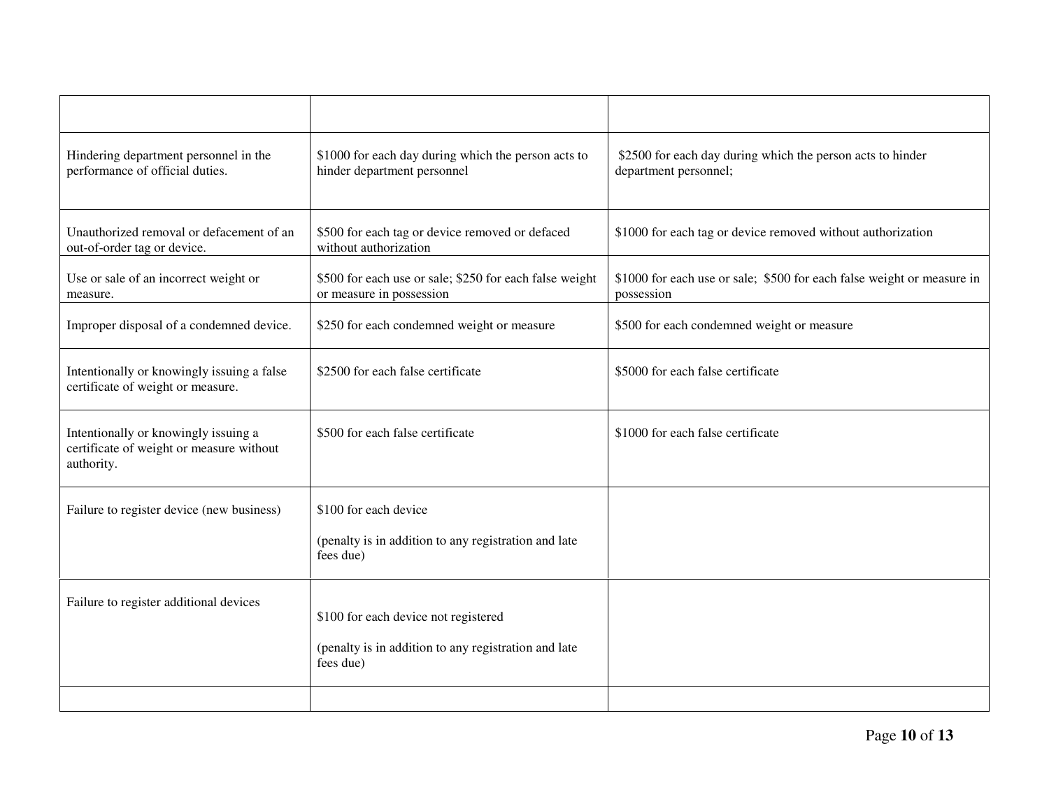| | | |
|---|---|---|
| Hindering department personnel in the performance of official duties. | $1000 for each day during which the person acts to hinder department personnel | $2500 for each day during which the person acts to hinder department personnel; |
| Unauthorized removal or defacement of an out-of-order tag or device. | $500 for each tag or device removed or defaced without authorization | $1000 for each tag or device removed without authorization |
| Use or sale of an incorrect weight or measure. | $500 for each use or sale; $250 for each false weight or measure in possession | $1000 for each use or sale; $500 for each false weight or measure in possession |
| Improper disposal of a condemned device. | $250 for each condemned weight or measure | $500 for each condemned weight or measure |
| Intentionally or knowingly issuing a false certificate of weight or measure. | $2500 for each false certificate | $5000 for each false certificate |
| Intentionally or knowingly issuing a certificate of weight or measure without authority. | $500 for each false certificate | $1000 for each false certificate |
| Failure to register device (new business) | $100 for each device<br><br>(penalty is in addition to any registration and late fees due) | |
| Failure to register additional devices | $100 for each device not registered<br><br>(penalty is in addition to any registration and late fees due) | |
| | | |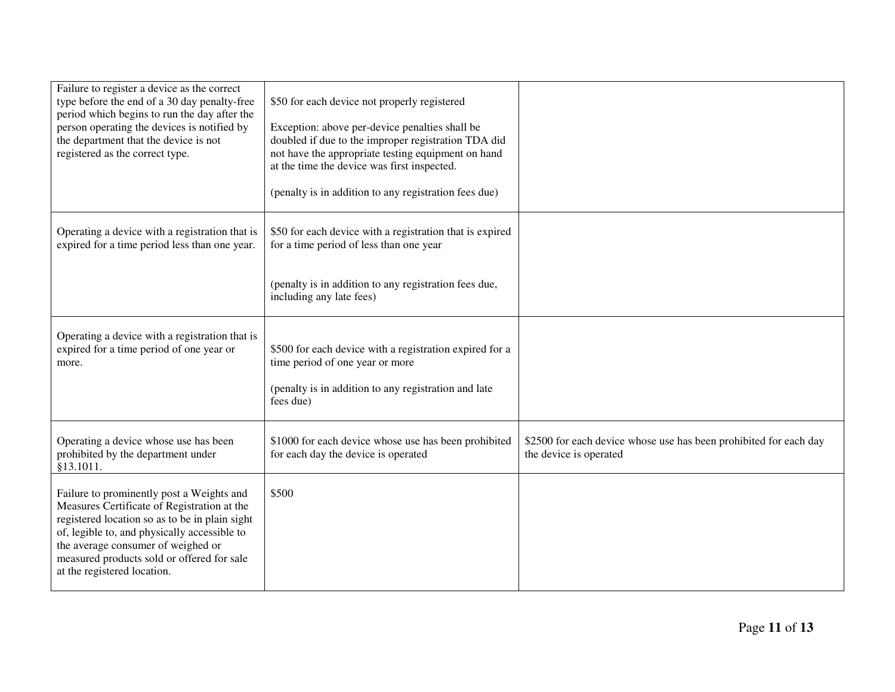| | | |
|---|---|---|
| Failure to register a device as the correct type before the end of a 30 day penalty-free period which begins to run the day after the person operating the devices is notified by the department that the device is not registered as the correct type. | $50 for each device not properly registered<br><br>Exception: above per-device penalties shall be doubled if due to the improper registration TDA did not have the appropriate testing equipment on hand at the time the device was first inspected.<br><br>(penalty is in addition to any registration fees due) | |
| Operating a device with a registration that is expired for a time period less than one year. | $50 for each device with a registration that is expired for a time period of less than one year<br><br>(penalty is in addition to any registration fees due, including any late fees) | |
| Operating a device with a registration that is expired for a time period of one year or more. | $500 for each device with a registration expired for a time period of one year or more<br><br>(penalty is in addition to any registration and late fees due) | |
| Operating a device whose use has been prohibited by the department under §13.1011. | $1000 for each device whose use has been prohibited for each day the device is operated | $2500 for each device whose use has been prohibited for each day the device is operated |
| Failure to prominently post a Weights and Measures Certificate of Registration at the registered location so as to be in plain sight of, legible to, and physically accessible to the average consumer of weighed or measured products sold or offered for sale at the registered location. | $500 | |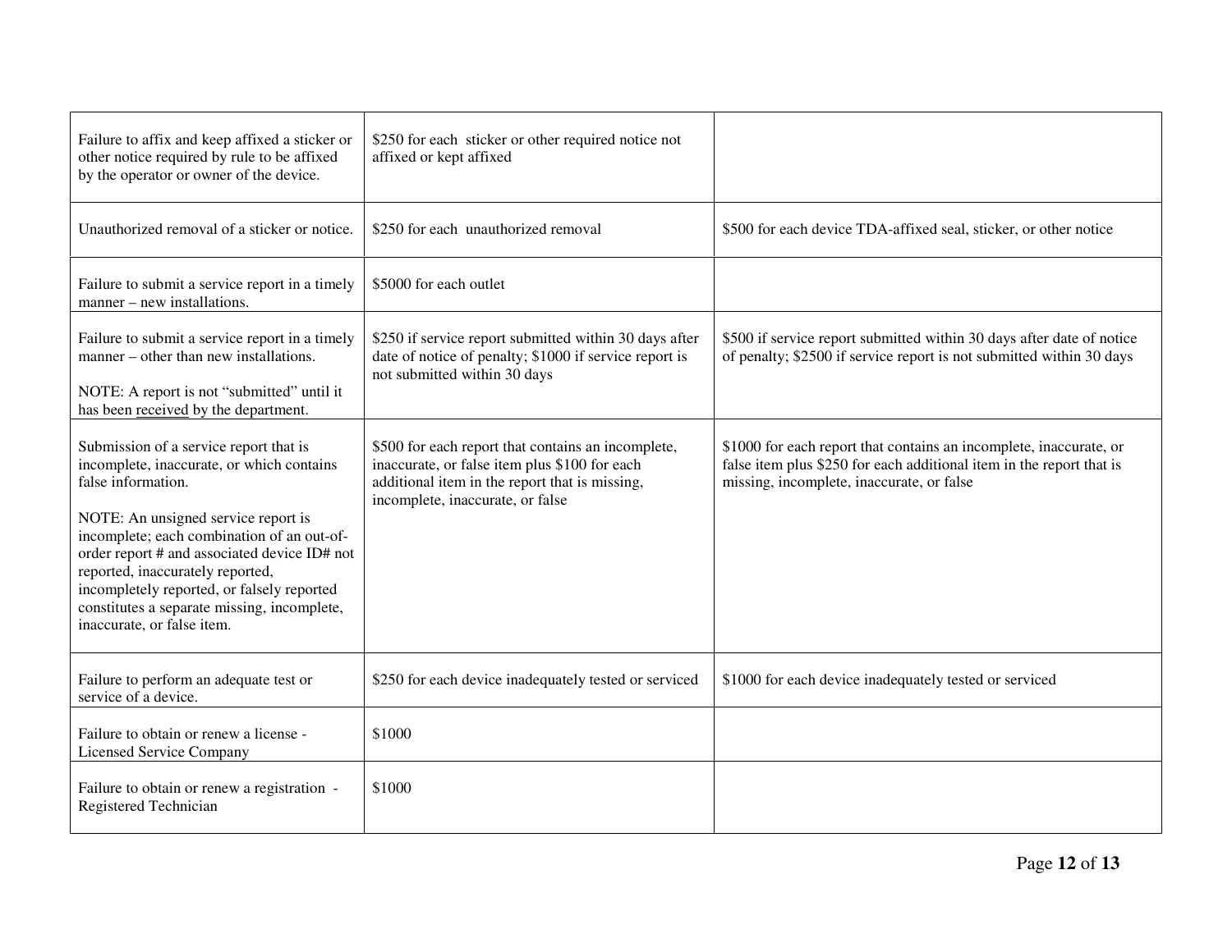| | | |
|---|---|---|
| Failure to affix and keep affixed a sticker or other notice required by rule to be affixed by the operator or owner of the device. | $250 for each sticker or other required notice not affixed or kept affixed | |
| Unauthorized removal of a sticker or notice. | $250 for each unauthorized removal | $500 for each device TDA-affixed seal, sticker, or other notice |
| Failure to submit a service report in a timely manner – new installations. | $5000 for each outlet | |
| Failure to submit a service report in a timely manner – other than new installations.<br><br>NOTE: A report is not "submitted" until it has been <u>received</u> by the department. | $250 if service report submitted within 30 days after date of notice of penalty; $1000 if service report is not submitted within 30 days | $500 if service report submitted within 30 days after date of notice of penalty; $2500 if service report is not submitted within 30 days |
| Submission of a service report that is incomplete, inaccurate, or which contains false information.<br><br>NOTE: An unsigned service report is incomplete; each combination of an out-of-order report # and associated device ID# not reported, inaccurately reported, incompletely reported, or falsely reported constitutes a separate missing, incomplete, inaccurate, or false item. | $500 for each report that contains an incomplete, inaccurate, or false item plus $100 for each additional item in the report that is missing, incomplete, inaccurate, or false | $1000 for each report that contains an incomplete, inaccurate, or false item plus $250 for each additional item in the report that is missing, incomplete, inaccurate, or false |
| Failure to perform an adequate test or service of a device. | $250 for each device inadequately tested or serviced | $1000 for each device inadequately tested or serviced |
| Failure to obtain or renew a license - Licensed Service Company | $1000 | |
| Failure to obtain or renew a registration - Registered Technician | $1000 | |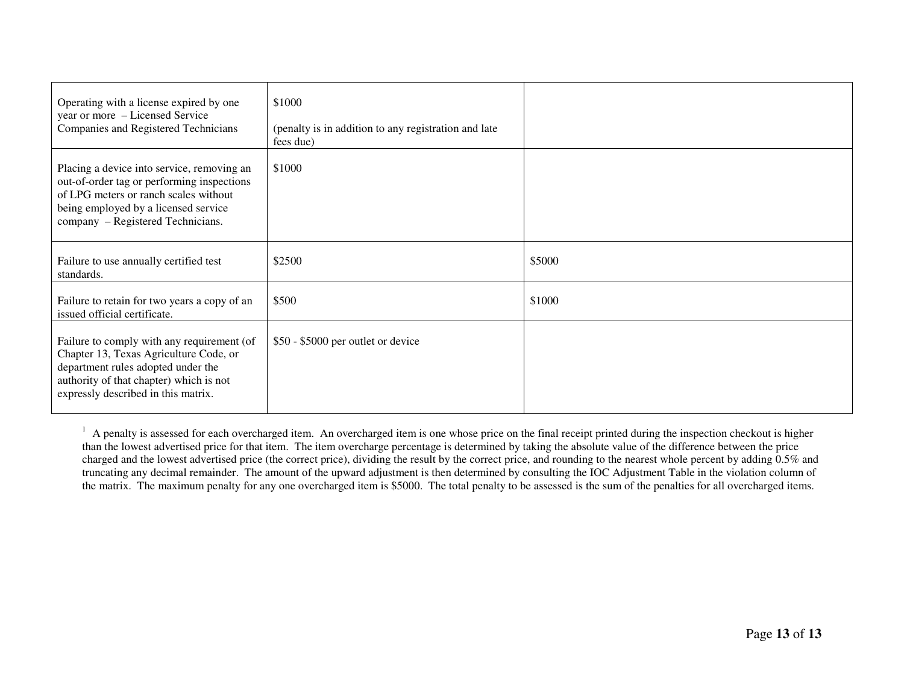| | | |
|---|---|---|
| Operating with a license expired by one year or more – Licensed Service Companies and Registered Technicians | $1000<br><br>(penalty is in addition to any registration and late fees due) | |
| Placing a device into service, removing an out-of-order tag or performing inspections of LPG meters or ranch scales without being employed by a licensed service company – Registered Technicians. | $1000 | |
| Failure to use annually certified test standards. | $2500 | $5000 |
| Failure to retain for two years a copy of an issued official certificate. | $500 | $1000 |
| Failure to comply with any requirement (of Chapter 13, Texas Agriculture Code, or department rules adopted under the authority of that chapter) which is not expressly described in this matrix. | $50 - $5000 per outlet or device | |

[1] A penalty is assessed for each overcharged item. An overcharged item is one whose price on the final receipt printed during the inspection checkout is higher than the lowest advertised price for that item. The item overcharge percentage is determined by taking the absolute value of the difference between the price charged and the lowest advertised price (the correct price), dividing the result by the correct price, and rounding to the nearest whole percent by adding 0.5% and truncating any decimal remainder. The amount of the upward adjustment is then determined by consulting the IOC Adjustment Table in the violation column of the matrix. The maximum penalty for any one overcharged item is $5000. The total penalty to be assessed is the sum of the penalties for all overcharged items.